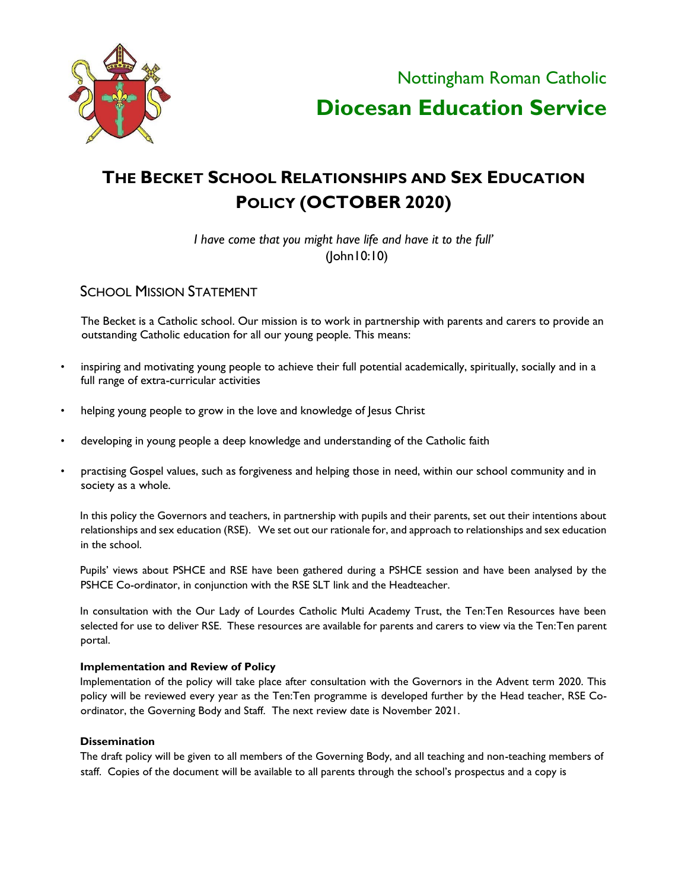Nottingham Roman Catholic

**Diocesan Education Service**

# THE BECKET SCHOOL RELATIONSHIPS AND SEX EDUCATION POLICY (OCTOBER 2020)

*I have come that you might have life and have it to the full'*
(John10:10)

## SCHOOL MISSION STATEMENT

The Becket is a Catholic school. Our mission is to work in partnership with parents and carers to provide an outstanding Catholic education for all our young people. This means:

- inspiring and motivating young people to achieve their full potential academically, spiritually, socially and in a full range of extra-curricular activities
- helping young people to grow in the love and knowledge of Jesus Christ
- developing in young people a deep knowledge and understanding of the Catholic faith
- practising Gospel values, such as forgiveness and helping those in need, within our school community and in society as a whole.

In this policy the Governors and teachers, in partnership with pupils and their parents, set out their intentions about relationships and sex education (RSE). We set out our rationale for, and approach to relationships and sex education in the school.

Pupils' views about PSHCE and RSE have been gathered during a PSHCE session and have been analysed by the PSHCE Co-ordinator, in conjunction with the RSE SLT link and the Headteacher.

In consultation with the Our Lady of Lourdes Catholic Multi Academy Trust, the Ten:Ten Resources have been selected for use to deliver RSE. These resources are available for parents and carers to view via the Ten:Ten parent portal.

**Implementation and Review of Policy**

Implementation of the policy will take place after consultation with the Governors in the Advent term 2020. This policy will be reviewed every year as the Ten:Ten programme is developed further by the Head teacher, RSE Co-ordinator, the Governing Body and Staff. The next review date is November 2021.

**Dissemination**

The draft policy will be given to all members of the Governing Body, and all teaching and non-teaching members of staff. Copies of the document will be available to all parents through the school's prospectus and a copy is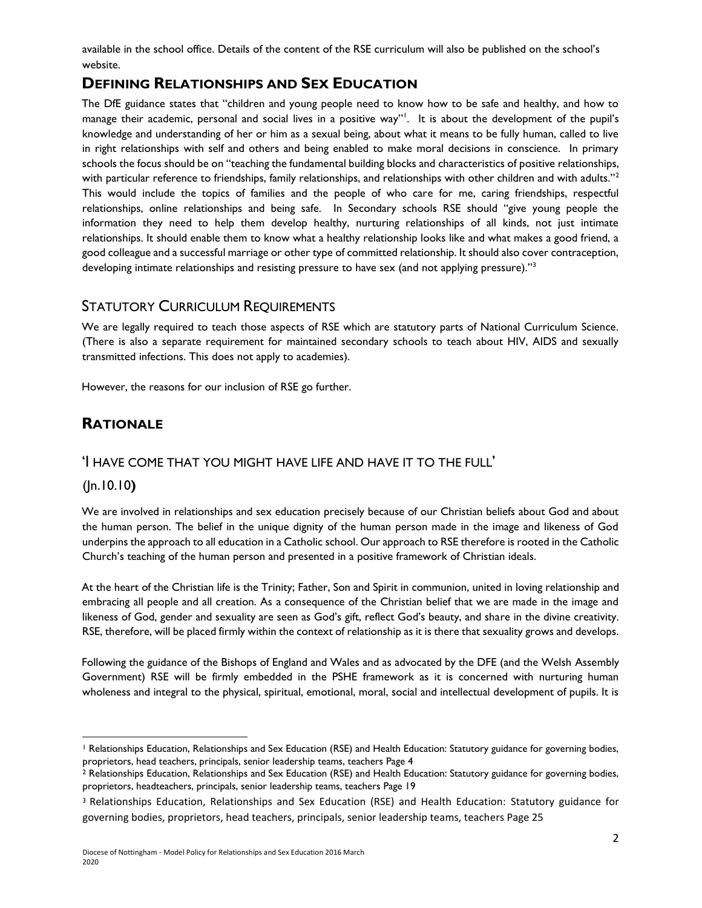available in the school office. Details of the content of the RSE curriculum will also be published on the school's website.

## DEFINING RELATIONSHIPS AND SEX EDUCATION

The DfE guidance states that "children and young people need to know how to be safe and healthy, and how to manage their academic, personal and social lives in a positive way"[1]. It is about the development of the pupil's knowledge and understanding of her or him as a sexual being, about what it means to be fully human, called to live in right relationships with self and others and being enabled to make moral decisions in conscience. In primary schools the focus should be on "teaching the fundamental building blocks and characteristics of positive relationships, with particular reference to friendships, family relationships, and relationships with other children and with adults."[2] This would include the topics of families and the people of who care for me, caring friendships, respectful relationships, online relationships and being safe. In Secondary schools RSE should "give young people the information they need to help them develop healthy, nurturing relationships of all kinds, not just intimate relationships. It should enable them to know what a healthy relationship looks like and what makes a good friend, a good colleague and a successful marriage or other type of committed relationship. It should also cover contraception, developing intimate relationships and resisting pressure to have sex (and not applying pressure)."[3]

### STATUTORY CURRICULUM REQUIREMENTS

We are legally required to teach those aspects of RSE which are statutory parts of National Curriculum Science. (There is also a separate requirement for maintained secondary schools to teach about HIV, AIDS and sexually transmitted infections. This does not apply to academies).

However, the reasons for our inclusion of RSE go further.

## RATIONALE

### 'I HAVE COME THAT YOU MIGHT HAVE LIFE AND HAVE IT TO THE FULL'

### (Jn.10.10)

We are involved in relationships and sex education precisely because of our Christian beliefs about God and about the human person. The belief in the unique dignity of the human person made in the image and likeness of God underpins the approach to all education in a Catholic school. Our approach to RSE therefore is rooted in the Catholic Church's teaching of the human person and presented in a positive framework of Christian ideals.

At the heart of the Christian life is the Trinity; Father, Son and Spirit in communion, united in loving relationship and embracing all people and all creation. As a consequence of the Christian belief that we are made in the image and likeness of God, gender and sexuality are seen as God's gift, reflect God's beauty, and share in the divine creativity. RSE, therefore, will be placed firmly within the context of relationship as it is there that sexuality grows and develops.

Following the guidance of the Bishops of England and Wales and as advocated by the DFE (and the Welsh Assembly Government) RSE will be firmly embedded in the PSHE framework as it is concerned with nurturing human wholeness and integral to the physical, spiritual, emotional, moral, social and intellectual development of pupils. It is

---

[1] Relationships Education, Relationships and Sex Education (RSE) and Health Education: Statutory guidance for governing bodies, proprietors, head teachers, principals, senior leadership teams, teachers Page 4

[2] Relationships Education, Relationships and Sex Education (RSE) and Health Education: Statutory guidance for governing bodies, proprietors, headteachers, principals, senior leadership teams, teachers Page 19

[3] Relationships Education, Relationships and Sex Education (RSE) and Health Education: Statutory guidance for governing bodies, proprietors, head teachers, principals, senior leadership teams, teachers Page 25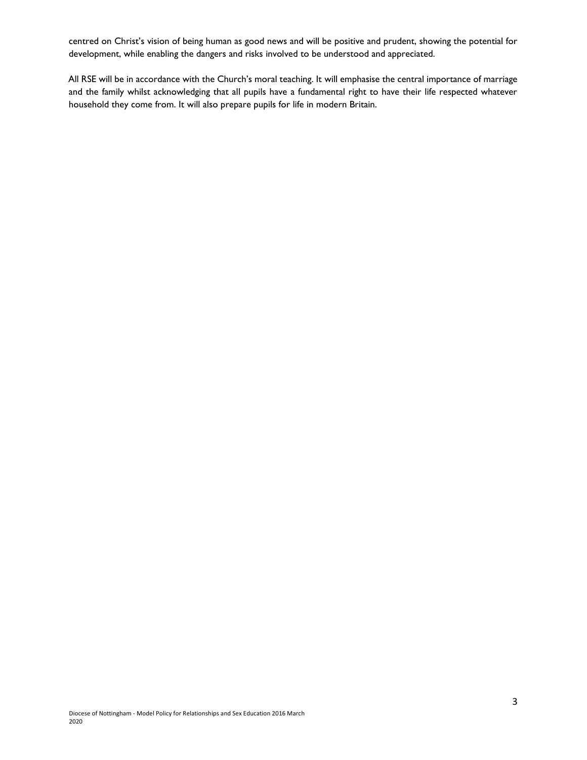centred on Christ's vision of being human as good news and will be positive and prudent, showing the potential for development, while enabling the dangers and risks involved to be understood and appreciated.

All RSE will be in accordance with the Church's moral teaching. It will emphasise the central importance of marriage and the family whilst acknowledging that all pupils have a fundamental right to have their life respected whatever household they come from. It will also prepare pupils for life in modern Britain.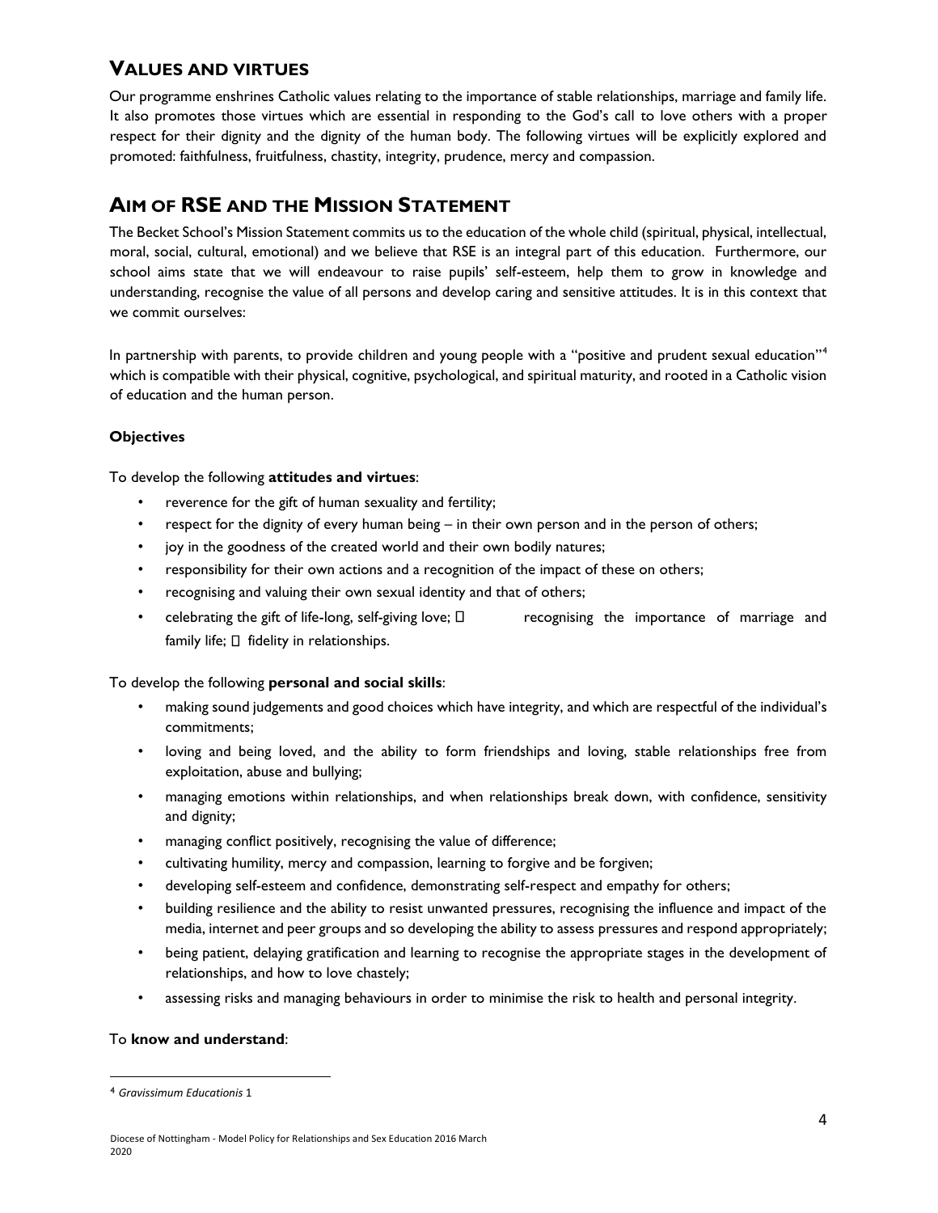## VALUES AND VIRTUES

Our programme enshrines Catholic values relating to the importance of stable relationships, marriage and family life. It also promotes those virtues which are essential in responding to the God's call to love others with a proper respect for their dignity and the dignity of the human body. The following virtues will be explicitly explored and promoted: faithfulness, fruitfulness, chastity, integrity, prudence, mercy and compassion.

## AIM OF RSE AND THE MISSION STATEMENT

The Becket School's Mission Statement commits us to the education of the whole child (spiritual, physical, intellectual, moral, social, cultural, emotional) and we believe that RSE is an integral part of this education. Furthermore, our school aims state that we will endeavour to raise pupils' self-esteem, help them to grow in knowledge and understanding, recognise the value of all persons and develop caring and sensitive attitudes. It is in this context that we commit ourselves:

In partnership with parents, to provide children and young people with a "positive and prudent sexual education"[4] which is compatible with their physical, cognitive, psychological, and spiritual maturity, and rooted in a Catholic vision of education and the human person.

### Objectives

To develop the following **attitudes and virtues**:

- reverence for the gift of human sexuality and fertility;
- respect for the dignity of every human being – in their own person and in the person of others;
- joy in the goodness of the created world and their own bodily natures;
- responsibility for their own actions and a recognition of the impact of these on others;
- recognising and valuing their own sexual identity and that of others;
- celebrating the gift of life-long, self-giving love;  recognising the importance of marriage and family life;  fidelity in relationships.

To develop the following **personal and social skills**:

- making sound judgements and good choices which have integrity, and which are respectful of the individual's commitments;
- loving and being loved, and the ability to form friendships and loving, stable relationships free from exploitation, abuse and bullying;
- managing emotions within relationships, and when relationships break down, with confidence, sensitivity and dignity;
- managing conflict positively, recognising the value of difference;
- cultivating humility, mercy and compassion, learning to forgive and be forgiven;
- developing self-esteem and confidence, demonstrating self-respect and empathy for others;
- building resilience and the ability to resist unwanted pressures, recognising the influence and impact of the media, internet and peer groups and so developing the ability to assess pressures and respond appropriately;
- being patient, delaying gratification and learning to recognise the appropriate stages in the development of relationships, and how to love chastely;
- assessing risks and managing behaviours in order to minimise the risk to health and personal integrity.

To **know and understand**:

---

[4] *Gravissimum Educationis* 1

Diocese of Nottingham - Model Policy for Relationships and Sex Education 2016 March 2020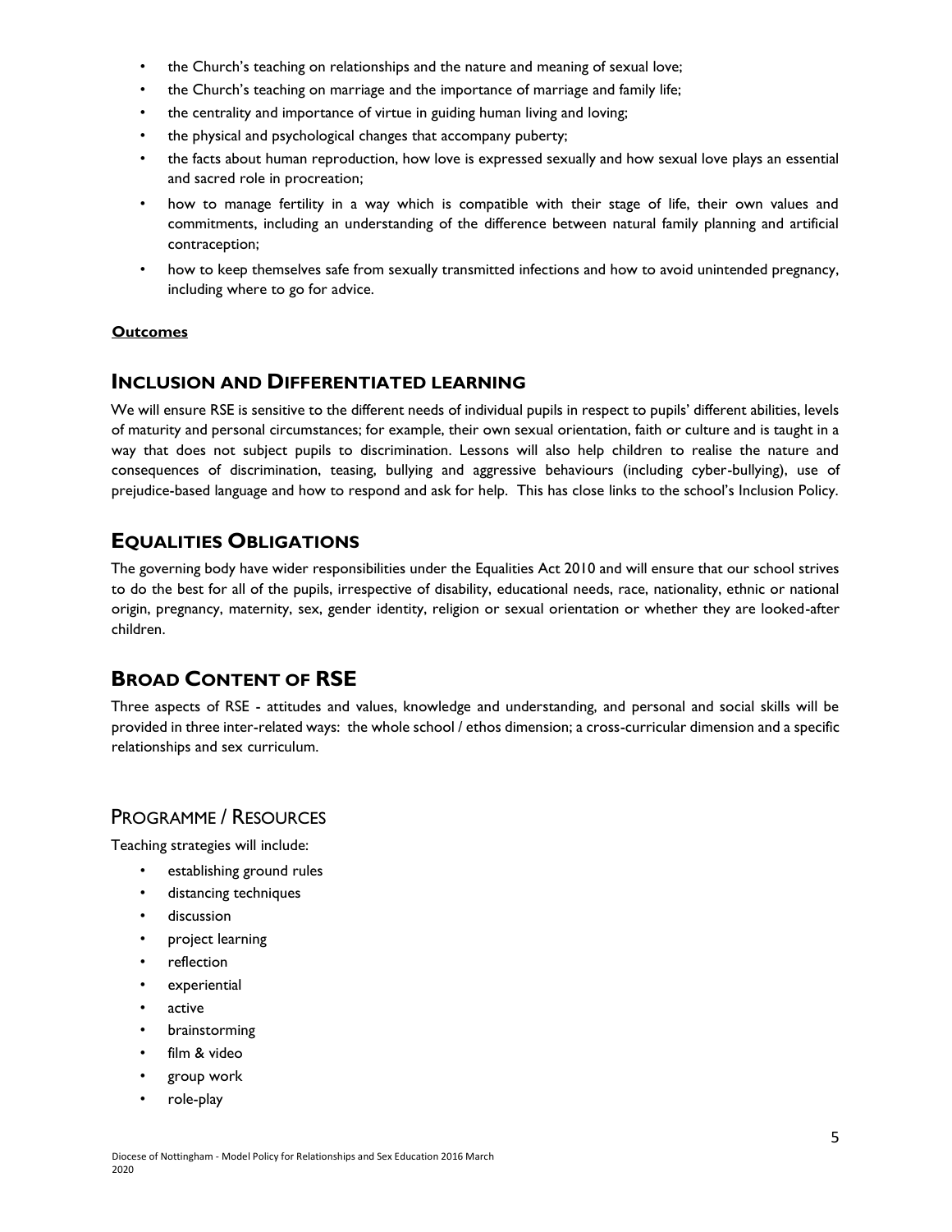- the Church's teaching on relationships and the nature and meaning of sexual love;
- the Church's teaching on marriage and the importance of marriage and family life;
- the centrality and importance of virtue in guiding human living and loving;
- the physical and psychological changes that accompany puberty;
- the facts about human reproduction, how love is expressed sexually and how sexual love plays an essential and sacred role in procreation;
- how to manage fertility in a way which is compatible with their stage of life, their own values and commitments, including an understanding of the difference between natural family planning and artificial contraception;
- how to keep themselves safe from sexually transmitted infections and how to avoid unintended pregnancy, including where to go for advice.

**Outcomes**

## INCLUSION AND DIFFERENTIATED LEARNING

We will ensure RSE is sensitive to the different needs of individual pupils in respect to pupils' different abilities, levels of maturity and personal circumstances; for example, their own sexual orientation, faith or culture and is taught in a way that does not subject pupils to discrimination. Lessons will also help children to realise the nature and consequences of discrimination, teasing, bullying and aggressive behaviours (including cyber-bullying), use of prejudice-based language and how to respond and ask for help. This has close links to the school's Inclusion Policy.

## EQUALITIES OBLIGATIONS

The governing body have wider responsibilities under the Equalities Act 2010 and will ensure that our school strives to do the best for all of the pupils, irrespective of disability, educational needs, race, nationality, ethnic or national origin, pregnancy, maternity, sex, gender identity, religion or sexual orientation or whether they are looked-after children.

## BROAD CONTENT OF RSE

Three aspects of RSE - attitudes and values, knowledge and understanding, and personal and social skills will be provided in three inter-related ways: the whole school / ethos dimension; a cross-curricular dimension and a specific relationships and sex curriculum.

### PROGRAMME / RESOURCES

Teaching strategies will include:

- establishing ground rules
- distancing techniques
- discussion
- project learning
- reflection
- experiential
- active
- brainstorming
- film & video
- group work
- role-play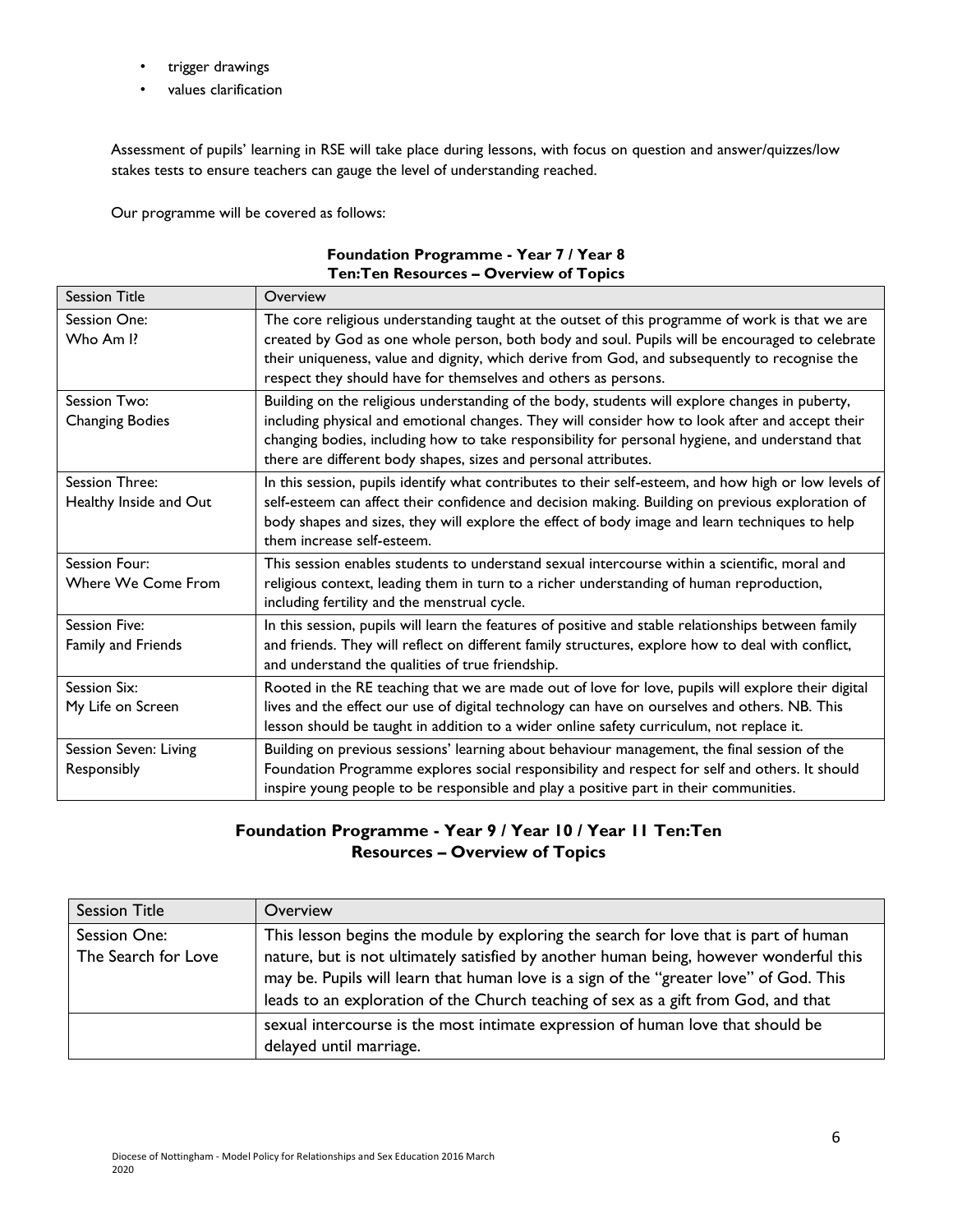- trigger drawings
- values clarification

Assessment of pupils' learning in RSE will take place during lessons, with focus on question and answer/quizzes/low stakes tests to ensure teachers can gauge the level of understanding reached.

Our programme will be covered as follows:

**Foundation Programme - Year 7 / Year 8**
**Ten:Ten Resources – Overview of Topics**

| Session Title | Overview |
|---|---|
| Session One: Who Am I? | The core religious understanding taught at the outset of this programme of work is that we are created by God as one whole person, both body and soul. Pupils will be encouraged to celebrate their uniqueness, value and dignity, which derive from God, and subsequently to recognise the respect they should have for themselves and others as persons. |
| Session Two: Changing Bodies | Building on the religious understanding of the body, students will explore changes in puberty, including physical and emotional changes. They will consider how to look after and accept their changing bodies, including how to take responsibility for personal hygiene, and understand that there are different body shapes, sizes and personal attributes. |
| Session Three: Healthy Inside and Out | In this session, pupils identify what contributes to their self-esteem, and how high or low levels of self-esteem can affect their confidence and decision making. Building on previous exploration of body shapes and sizes, they will explore the effect of body image and learn techniques to help them increase self-esteem. |
| Session Four: Where We Come From | This session enables students to understand sexual intercourse within a scientific, moral and religious context, leading them in turn to a richer understanding of human reproduction, including fertility and the menstrual cycle. |
| Session Five: Family and Friends | In this session, pupils will learn the features of positive and stable relationships between family and friends. They will reflect on different family structures, explore how to deal with conflict, and understand the qualities of true friendship. |
| Session Six: My Life on Screen | Rooted in the RE teaching that we are made out of love for love, pupils will explore their digital lives and the effect our use of digital technology can have on ourselves and others. NB. This lesson should be taught in addition to a wider online safety curriculum, not replace it. |
| Session Seven: Living Responsibly | Building on previous sessions' learning about behaviour management, the final session of the Foundation Programme explores social responsibility and respect for self and others. It should inspire young people to be responsible and play a positive part in their communities. |

**Foundation Programme - Year 9 / Year 10 / Year 11 Ten:Ten Resources – Overview of Topics**

| Session Title | Overview |
|---|---|
| Session One: The Search for Love | This lesson begins the module by exploring the search for love that is part of human nature, but is not ultimately satisfied by another human being, however wonderful this may be. Pupils will learn that human love is a sign of the "greater love" of God. This leads to an exploration of the Church teaching of sex as a gift from God, and that sexual intercourse is the most intimate expression of human love that should be delayed until marriage. |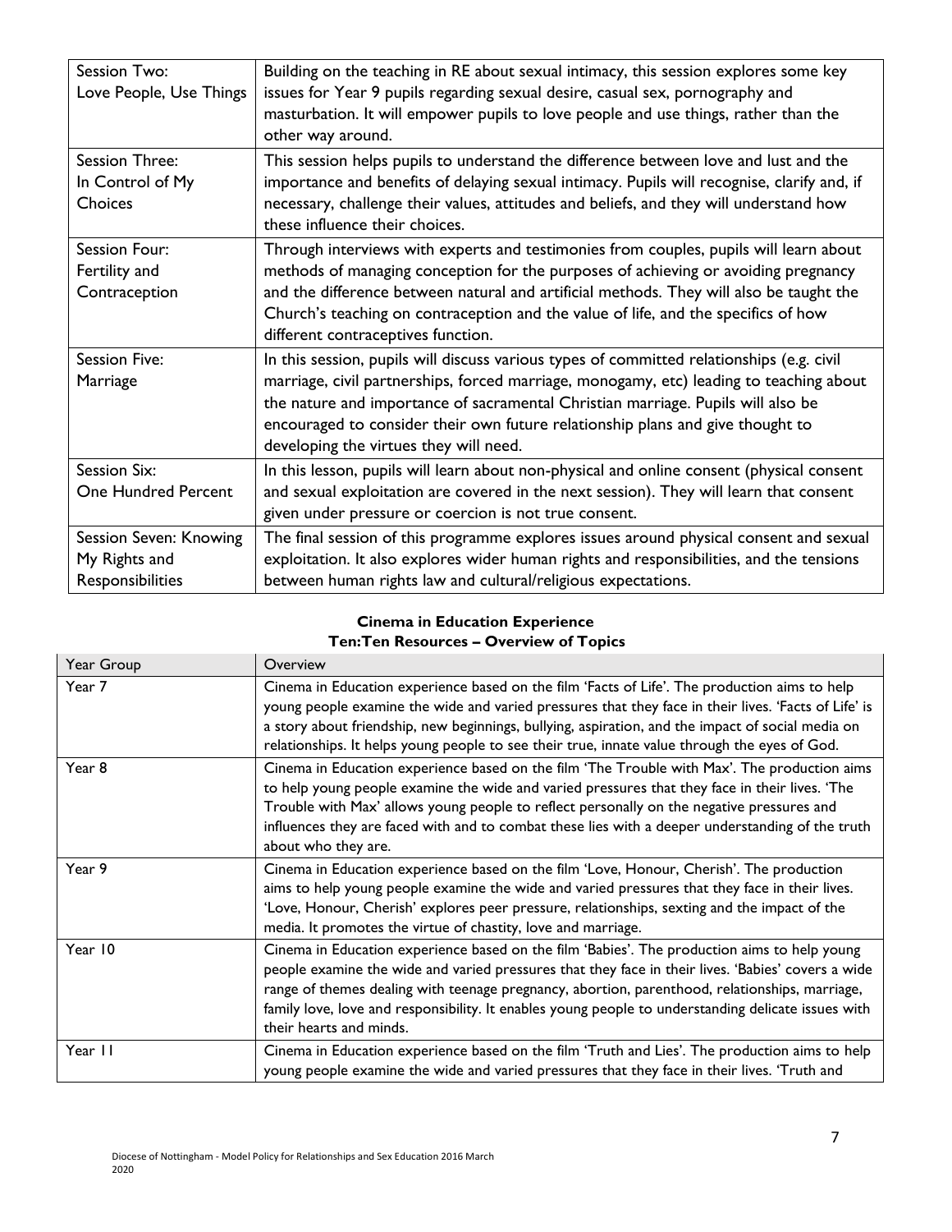| | |
|---|---|
| Session Two: Love People, Use Things | Building on the teaching in RE about sexual intimacy, this session explores some key issues for Year 9 pupils regarding sexual desire, casual sex, pornography and masturbation. It will empower pupils to love people and use things, rather than the other way around. |
| Session Three: In Control of My Choices | This session helps pupils to understand the difference between love and lust and the importance and benefits of delaying sexual intimacy. Pupils will recognise, clarify and, if necessary, challenge their values, attitudes and beliefs, and they will understand how these influence their choices. |
| Session Four: Fertility and Contraception | Through interviews with experts and testimonies from couples, pupils will learn about methods of managing conception for the purposes of achieving or avoiding pregnancy and the difference between natural and artificial methods. They will also be taught the Church's teaching on contraception and the value of life, and the specifics of how different contraceptives function. |
| Session Five: Marriage | In this session, pupils will discuss various types of committed relationships (e.g. civil marriage, civil partnerships, forced marriage, monogamy, etc) leading to teaching about the nature and importance of sacramental Christian marriage. Pupils will also be encouraged to consider their own future relationship plans and give thought to developing the virtues they will need. |
| Session Six: One Hundred Percent | In this lesson, pupils will learn about non-physical and online consent (physical consent and sexual exploitation are covered in the next session). They will learn that consent given under pressure or coercion is not true consent. |
| Session Seven: Knowing My Rights and Responsibilities | The final session of this programme explores issues around physical consent and sexual exploitation. It also explores wider human rights and responsibilities, and the tensions between human rights law and cultural/religious expectations. |

**Cinema in Education Experience**
**Ten:Ten Resources – Overview of Topics**

| Year Group | Overview |
|---|---|
| Year 7 | Cinema in Education experience based on the film 'Facts of Life'. The production aims to help young people examine the wide and varied pressures that they face in their lives. 'Facts of Life' is a story about friendship, new beginnings, bullying, aspiration, and the impact of social media on relationships. It helps young people to see their true, innate value through the eyes of God. |
| Year 8 | Cinema in Education experience based on the film 'The Trouble with Max'. The production aims to help young people examine the wide and varied pressures that they face in their lives. 'The Trouble with Max' allows young people to reflect personally on the negative pressures and influences they are faced with and to combat these lies with a deeper understanding of the truth about who they are. |
| Year 9 | Cinema in Education experience based on the film 'Love, Honour, Cherish'. The production aims to help young people examine the wide and varied pressures that they face in their lives. 'Love, Honour, Cherish' explores peer pressure, relationships, sexting and the impact of the media. It promotes the virtue of chastity, love and marriage. |
| Year 10 | Cinema in Education experience based on the film 'Babies'. The production aims to help young people examine the wide and varied pressures that they face in their lives. 'Babies' covers a wide range of themes dealing with teenage pregnancy, abortion, parenthood, relationships, marriage, family love, love and responsibility. It enables young people to understanding delicate issues with their hearts and minds. |
| Year 11 | Cinema in Education experience based on the film 'Truth and Lies'. The production aims to help young people examine the wide and varied pressures that they face in their lives. 'Truth and |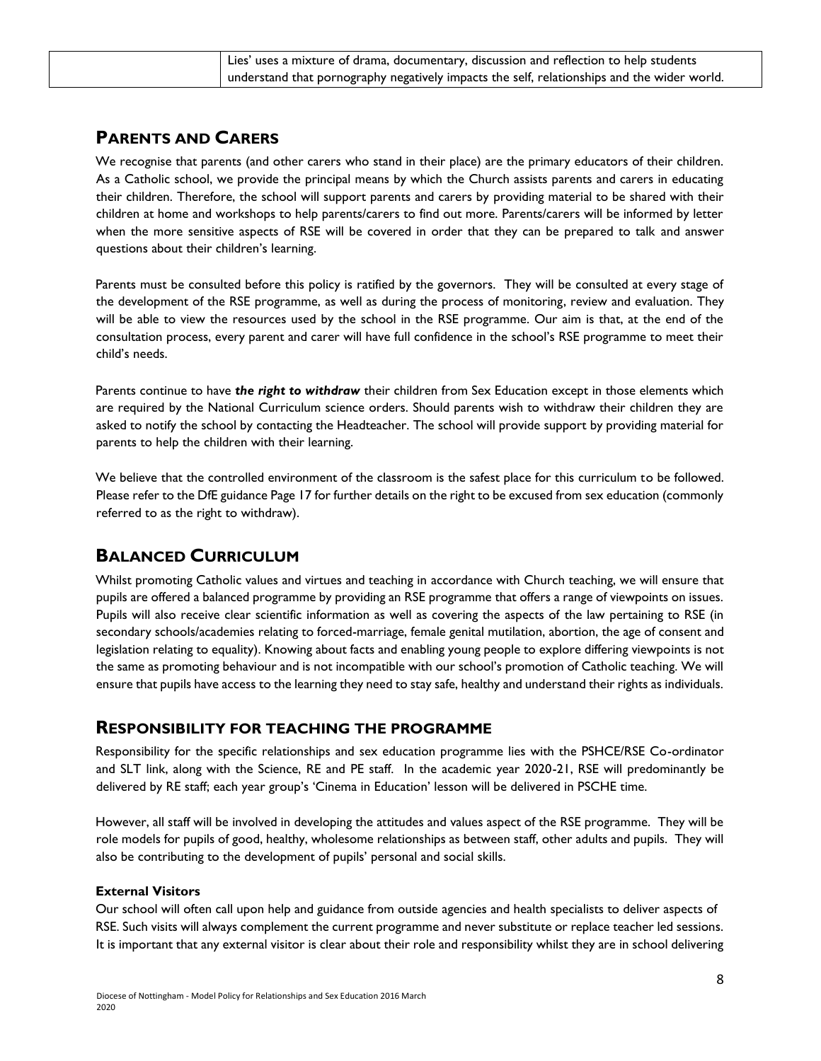| | Lies' uses a mixture of drama, documentary, discussion and reflection to help students understand that pornography negatively impacts the self, relationships and the wider world. |
|---|---|

## PARENTS AND CARERS

We recognise that parents (and other carers who stand in their place) are the primary educators of their children. As a Catholic school, we provide the principal means by which the Church assists parents and carers in educating their children. Therefore, the school will support parents and carers by providing material to be shared with their children at home and workshops to help parents/carers to find out more. Parents/carers will be informed by letter when the more sensitive aspects of RSE will be covered in order that they can be prepared to talk and answer questions about their children's learning.

Parents must be consulted before this policy is ratified by the governors. They will be consulted at every stage of the development of the RSE programme, as well as during the process of monitoring, review and evaluation. They will be able to view the resources used by the school in the RSE programme. Our aim is that, at the end of the consultation process, every parent and carer will have full confidence in the school's RSE programme to meet their child's needs.

Parents continue to have ***the right to withdraw*** their children from Sex Education except in those elements which are required by the National Curriculum science orders. Should parents wish to withdraw their children they are asked to notify the school by contacting the Headteacher. The school will provide support by providing material for parents to help the children with their learning.

We believe that the controlled environment of the classroom is the safest place for this curriculum to be followed. Please refer to the DfE guidance Page 17 for further details on the right to be excused from sex education (commonly referred to as the right to withdraw).

## BALANCED CURRICULUM

Whilst promoting Catholic values and virtues and teaching in accordance with Church teaching, we will ensure that pupils are offered a balanced programme by providing an RSE programme that offers a range of viewpoints on issues. Pupils will also receive clear scientific information as well as covering the aspects of the law pertaining to RSE (in secondary schools/academies relating to forced-marriage, female genital mutilation, abortion, the age of consent and legislation relating to equality). Knowing about facts and enabling young people to explore differing viewpoints is not the same as promoting behaviour and is not incompatible with our school's promotion of Catholic teaching. We will ensure that pupils have access to the learning they need to stay safe, healthy and understand their rights as individuals.

## RESPONSIBILITY FOR TEACHING THE PROGRAMME

Responsibility for the specific relationships and sex education programme lies with the PSHCE/RSE Co-ordinator and SLT link, along with the Science, RE and PE staff. In the academic year 2020-21, RSE will predominantly be delivered by RE staff; each year group's 'Cinema in Education' lesson will be delivered in PSCHE time.

However, all staff will be involved in developing the attitudes and values aspect of the RSE programme. They will be role models for pupils of good, healthy, wholesome relationships as between staff, other adults and pupils. They will also be contributing to the development of pupils' personal and social skills.

### External Visitors

Our school will often call upon help and guidance from outside agencies and health specialists to deliver aspects of RSE. Such visits will always complement the current programme and never substitute or replace teacher led sessions. It is important that any external visitor is clear about their role and responsibility whilst they are in school delivering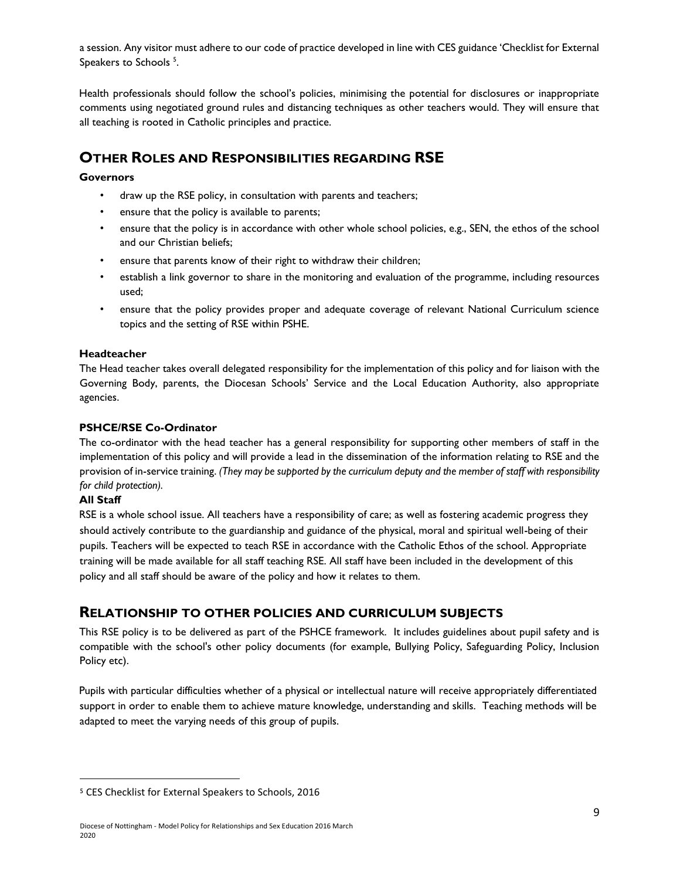a session. Any visitor must adhere to our code of practice developed in line with CES guidance 'Checklist for External Speakers to Schools [5].

Health professionals should follow the school's policies, minimising the potential for disclosures or inappropriate comments using negotiated ground rules and distancing techniques as other teachers would. They will ensure that all teaching is rooted in Catholic principles and practice.

## OTHER ROLES AND RESPONSIBILITIES REGARDING RSE

**Governors**

- draw up the RSE policy, in consultation with parents and teachers;
- ensure that the policy is available to parents;
- ensure that the policy is in accordance with other whole school policies, e.g., SEN, the ethos of the school and our Christian beliefs;
- ensure that parents know of their right to withdraw their children;
- establish a link governor to share in the monitoring and evaluation of the programme, including resources used;
- ensure that the policy provides proper and adequate coverage of relevant National Curriculum science topics and the setting of RSE within PSHE.

**Headteacher**

The Head teacher takes overall delegated responsibility for the implementation of this policy and for liaison with the Governing Body, parents, the Diocesan Schools' Service and the Local Education Authority, also appropriate agencies.

**PSHCE/RSE Co-Ordinator**

The co-ordinator with the head teacher has a general responsibility for supporting other members of staff in the implementation of this policy and will provide a lead in the dissemination of the information relating to RSE and the provision of in-service training. *(They may be supported by the curriculum deputy and the member of staff with responsibility for child protection).*

**All Staff**

RSE is a whole school issue. All teachers have a responsibility of care; as well as fostering academic progress they should actively contribute to the guardianship and guidance of the physical, moral and spiritual well-being of their pupils. Teachers will be expected to teach RSE in accordance with the Catholic Ethos of the school. Appropriate training will be made available for all staff teaching RSE. All staff have been included in the development of this policy and all staff should be aware of the policy and how it relates to them.

## RELATIONSHIP TO OTHER POLICIES AND CURRICULUM SUBJECTS

This RSE policy is to be delivered as part of the PSHCE framework. It includes guidelines about pupil safety and is compatible with the school's other policy documents (for example, Bullying Policy, Safeguarding Policy, Inclusion Policy etc).

Pupils with particular difficulties whether of a physical or intellectual nature will receive appropriately differentiated support in order to enable them to achieve mature knowledge, understanding and skills. Teaching methods will be adapted to meet the varying needs of this group of pupils.

[5] CES Checklist for External Speakers to Schools, 2016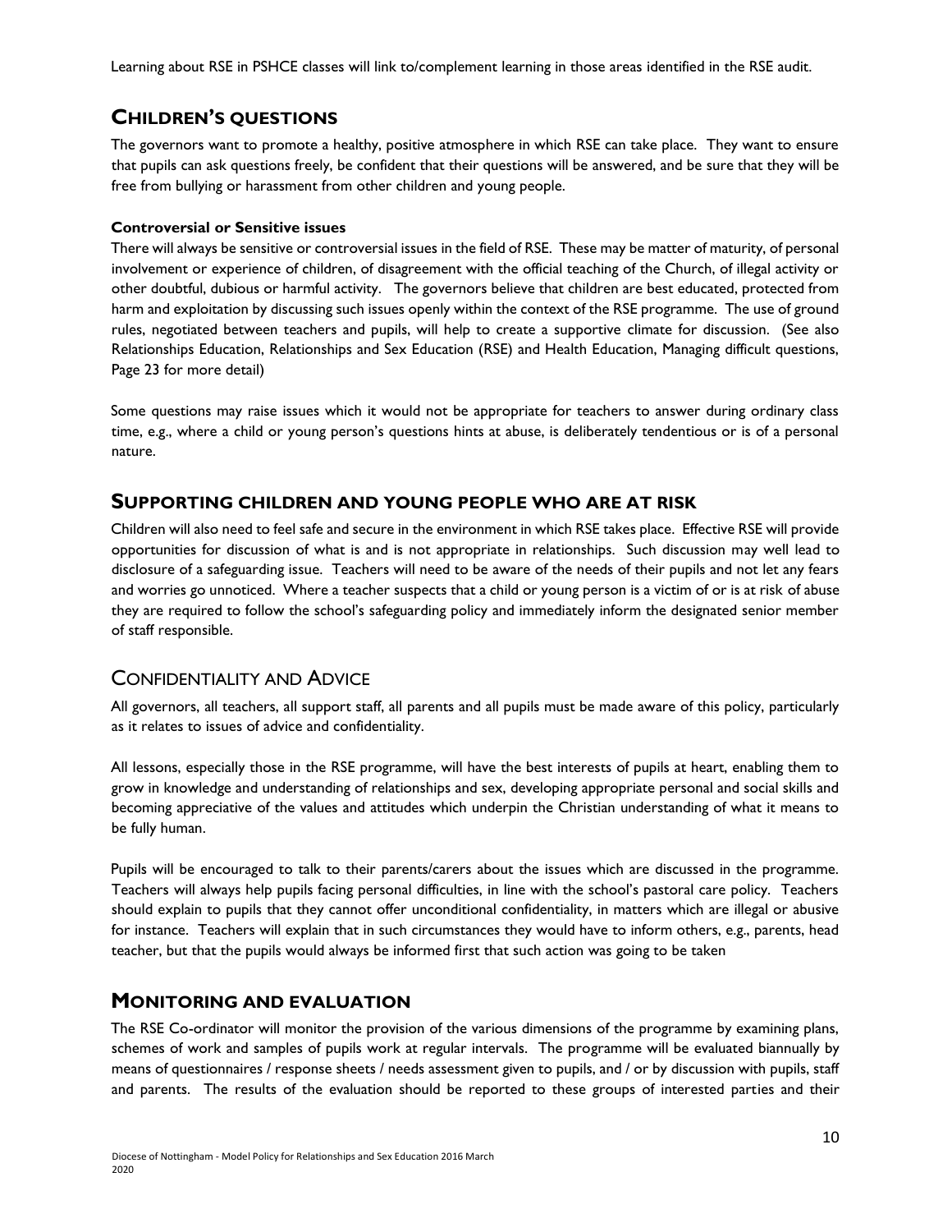Learning about RSE in PSHCE classes will link to/complement learning in those areas identified in the RSE audit.

## CHILDREN'S QUESTIONS

The governors want to promote a healthy, positive atmosphere in which RSE can take place. They want to ensure that pupils can ask questions freely, be confident that their questions will be answered, and be sure that they will be free from bullying or harassment from other children and young people.

**Controversial or Sensitive issues**

There will always be sensitive or controversial issues in the field of RSE. These may be matter of maturity, of personal involvement or experience of children, of disagreement with the official teaching of the Church, of illegal activity or other doubtful, dubious or harmful activity. The governors believe that children are best educated, protected from harm and exploitation by discussing such issues openly within the context of the RSE programme. The use of ground rules, negotiated between teachers and pupils, will help to create a supportive climate for discussion. (See also Relationships Education, Relationships and Sex Education (RSE) and Health Education, Managing difficult questions, Page 23 for more detail)

Some questions may raise issues which it would not be appropriate for teachers to answer during ordinary class time, e.g., where a child or young person's questions hints at abuse, is deliberately tendentious or is of a personal nature.

## SUPPORTING CHILDREN AND YOUNG PEOPLE WHO ARE AT RISK

Children will also need to feel safe and secure in the environment in which RSE takes place. Effective RSE will provide opportunities for discussion of what is and is not appropriate in relationships. Such discussion may well lead to disclosure of a safeguarding issue. Teachers will need to be aware of the needs of their pupils and not let any fears and worries go unnoticed. Where a teacher suspects that a child or young person is a victim of or is at risk of abuse they are required to follow the school's safeguarding policy and immediately inform the designated senior member of staff responsible.

## CONFIDENTIALITY AND ADVICE

All governors, all teachers, all support staff, all parents and all pupils must be made aware of this policy, particularly as it relates to issues of advice and confidentiality.

All lessons, especially those in the RSE programme, will have the best interests of pupils at heart, enabling them to grow in knowledge and understanding of relationships and sex, developing appropriate personal and social skills and becoming appreciative of the values and attitudes which underpin the Christian understanding of what it means to be fully human.

Pupils will be encouraged to talk to their parents/carers about the issues which are discussed in the programme. Teachers will always help pupils facing personal difficulties, in line with the school's pastoral care policy. Teachers should explain to pupils that they cannot offer unconditional confidentiality, in matters which are illegal or abusive for instance. Teachers will explain that in such circumstances they would have to inform others, e.g., parents, head teacher, but that the pupils would always be informed first that such action was going to be taken

## MONITORING AND EVALUATION

The RSE Co-ordinator will monitor the provision of the various dimensions of the programme by examining plans, schemes of work and samples of pupils work at regular intervals. The programme will be evaluated biannually by means of questionnaires / response sheets / needs assessment given to pupils, and / or by discussion with pupils, staff and parents. The results of the evaluation should be reported to these groups of interested parties and their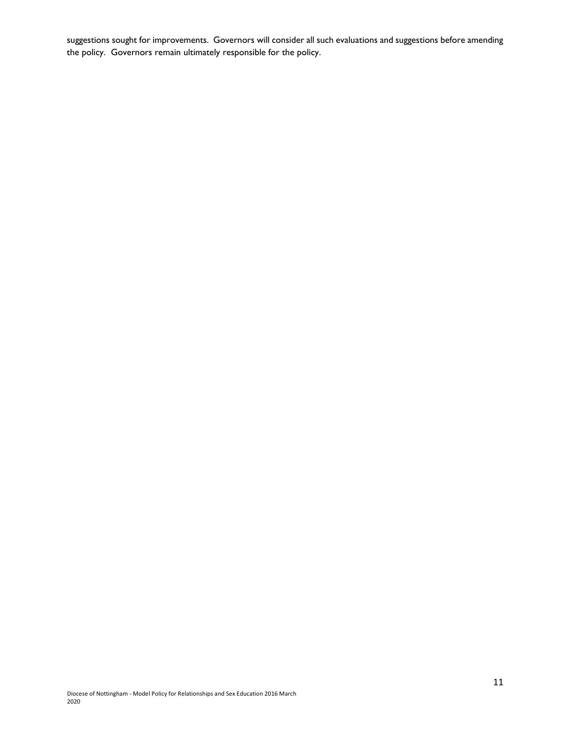suggestions sought for improvements. Governors will consider all such evaluations and suggestions before amending the policy. Governors remain ultimately responsible for the policy.